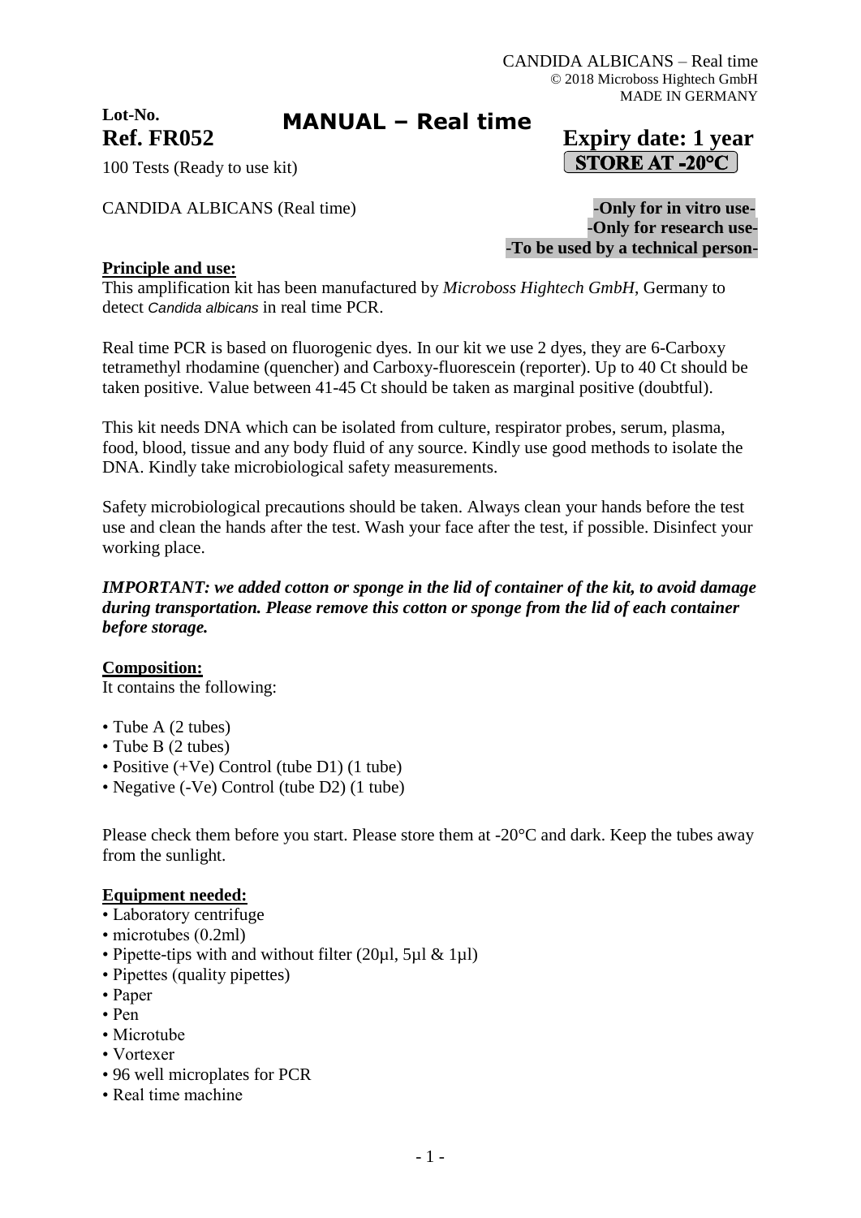CANDIDA ALBICANS – Real time
© 2018 Microboss Hightech GmbH
MADE IN GERMANY

**Lot-No.**

# MANUAL – Real time

**Ref. FR052** **Expiry date: 1 year**

**STORE AT -20°C**

100 Tests (Ready to use kit)

CANDIDA ALBICANS (Real time)

**-Only for in vitro use-**
**-Only for research use-**
**-To be used by a technical person-**

**Principle and use:**

This amplification kit has been manufactured by *Microboss Hightech GmbH*, Germany to detect *Candida albicans* in real time PCR.

Real time PCR is based on fluorogenic dyes. In our kit we use 2 dyes, they are 6-Carboxy tetramethyl rhodamine (quencher) and Carboxy-fluorescein (reporter). Up to 40 Ct should be taken positive. Value between 41-45 Ct should be taken as marginal positive (doubtful).

This kit needs DNA which can be isolated from culture, respirator probes, serum, plasma, food, blood, tissue and any body fluid of any source. Kindly use good methods to isolate the DNA. Kindly take microbiological safety measurements.

Safety microbiological precautions should be taken. Always clean your hands before the test use and clean the hands after the test. Wash your face after the test, if possible. Disinfect your working place.

***IMPORTANT: we added cotton or sponge in the lid of container of the kit, to avoid damage during transportation. Please remove this cotton or sponge from the lid of each container before storage.***

**Composition:**

It contains the following:

- Tube A (2 tubes)
- Tube B (2 tubes)
- Positive (+Ve) Control (tube D1) (1 tube)
- Negative (-Ve) Control (tube D2) (1 tube)

Please check them before you start. Please store them at -20°C and dark. Keep the tubes away from the sunlight.

**Equipment needed:**

- Laboratory centrifuge
- microtubes (0.2ml)
- Pipette-tips with and without filter (20µl, 5µl & 1µl)
- Pipettes (quality pipettes)
- Paper
- Pen
- Microtube
- Vortexer
- 96 well microplates for PCR
- Real time machine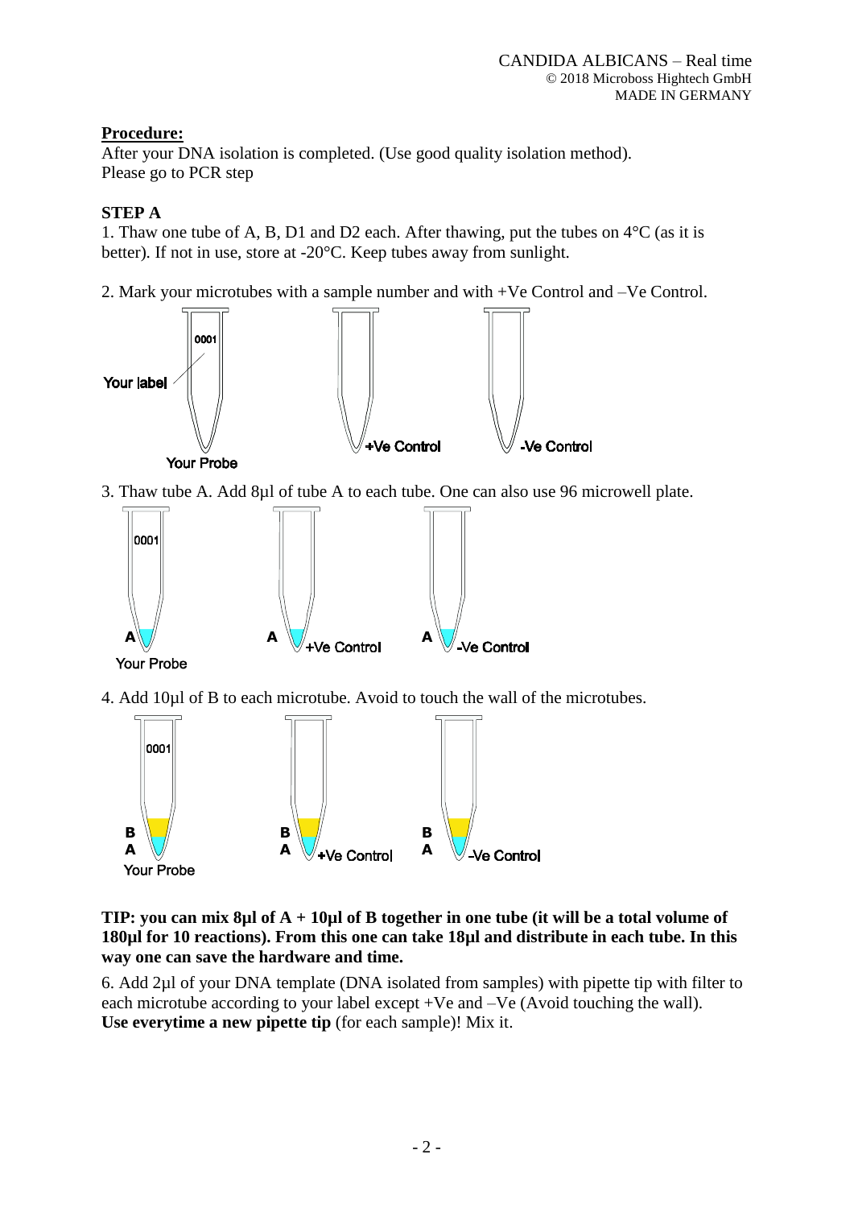**Procedure:**

After your DNA isolation is completed. (Use good quality isolation method).
Please go to PCR step

**STEP A**

1. Thaw one tube of A, B, D1 and D2 each. After thawing, put the tubes on 4°C (as it is better). If not in use, store at -20°C. Keep tubes away from sunlight.

2. Mark your microtubes with a sample number and with +Ve Control and –Ve Control.

Your label 0001 — Your Probe | +Ve Control | -Ve Control

3. Thaw tube A. Add 8µl of tube A to each tube. One can also use 96 microwell plate.

A — Your Probe (0001) | A — +Ve Control | A — -Ve Control

4. Add 10µl of B to each microtube. Avoid to touch the wall of the microtubes.

B, A — Your Probe (0001) | B, A — +Ve Control | B, A — -Ve Control

**TIP: you can mix 8µl of A + 10µl of B together in one tube (it will be a total volume of 180µl for 10 reactions). From this one can take 18µl and distribute in each tube. In this way one can save the hardware and time.**

6. Add 2µl of your DNA template (DNA isolated from samples) with pipette tip with filter to each microtube according to your label except +Ve and –Ve (Avoid touching the wall).
**Use everytime a new pipette tip** (for each sample)! Mix it.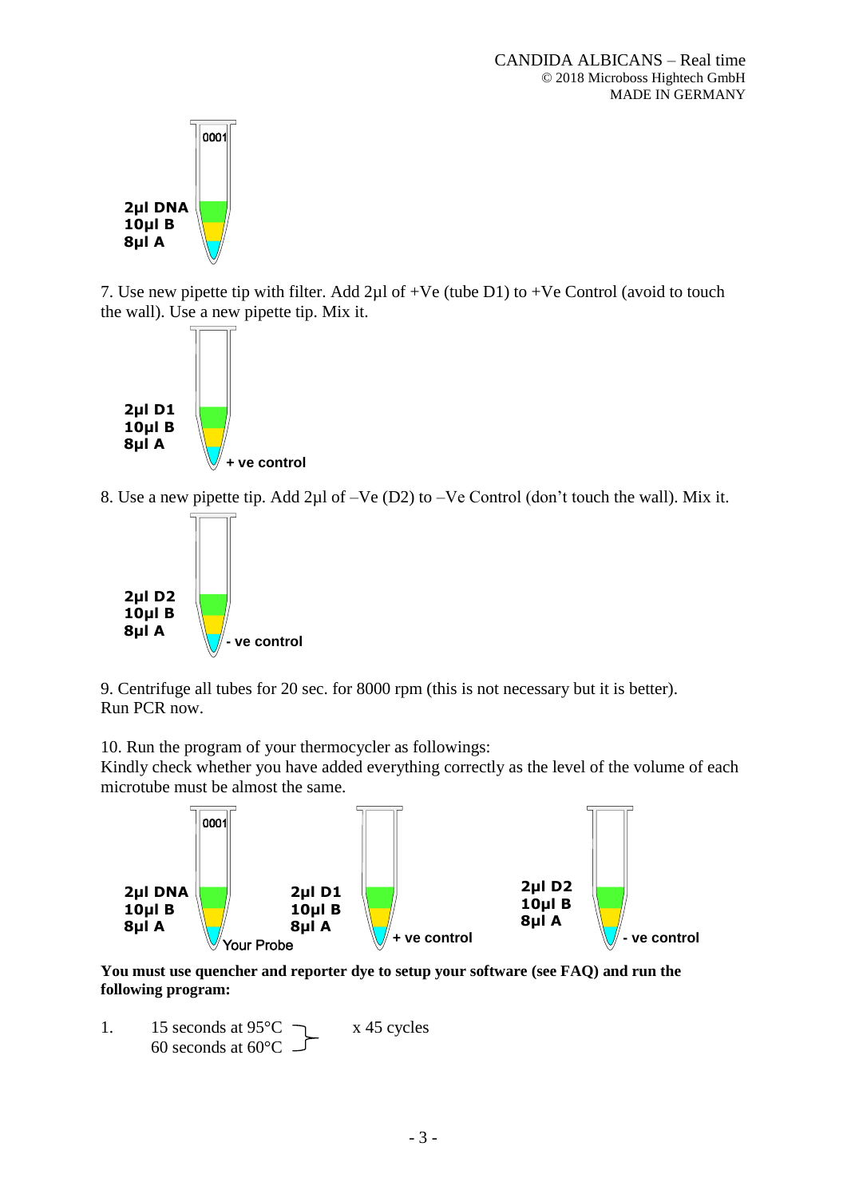0001

2µl DNA
10µl B
8µl A

7. Use new pipette tip with filter. Add 2µl of +Ve (tube D1) to +Ve Control (avoid to touch the wall). Use a new pipette tip. Mix it.

2µl D1
10µl B
8µl A
+ ve control

8. Use a new pipette tip. Add 2µl of –Ve (D2) to –Ve Control (don't touch the wall). Mix it.

2µl D2
10µl B
8µl A
- ve control

9. Centrifuge all tubes for 20 sec. for 8000 rpm (this is not necessary but it is better).
Run PCR now.

10. Run the program of your thermocycler as followings:
Kindly check whether you have added everything correctly as the level of the volume of each microtube must be almost the same.

0001

2µl DNA
10µl B
8µl A
Your Probe

2µl D1
10µl B
8µl A
+ ve control

2µl D2
10µl B
8µl A
- ve control

**You must use quencher and reporter dye to setup your software (see FAQ) and run the following program:**

1. 15 seconds at 95°C
   60 seconds at 60°C
   x 45 cycles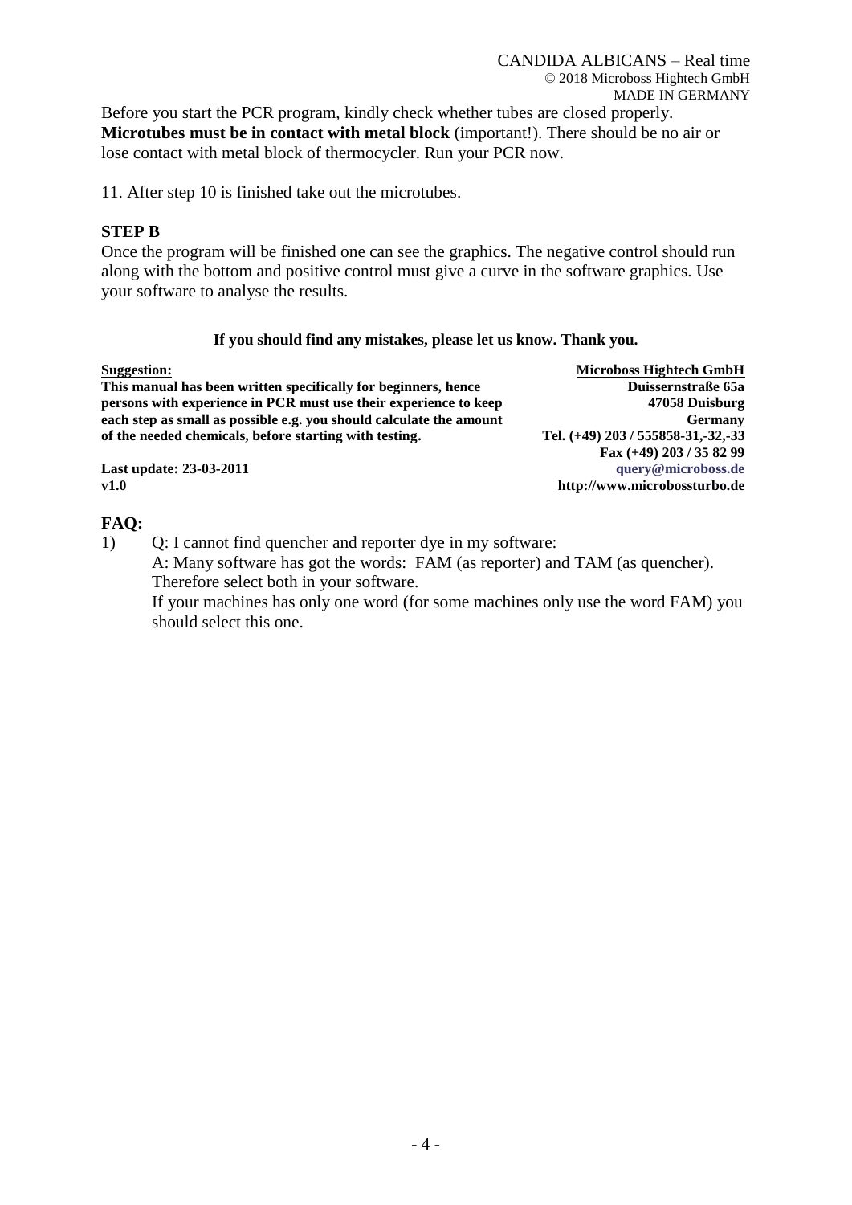Before you start the PCR program, kindly check whether tubes are closed properly. **Microtubes must be in contact with metal block** (important!). There should be no air or lose contact with metal block of thermocycler. Run your PCR now.

11. After step 10 is finished take out the microtubes.

### STEP B

Once the program will be finished one can see the graphics. The negative control should run along with the bottom and positive control must give a curve in the software graphics. Use your software to analyse the results.

**If you should find any mistakes, please let us know. Thank you.**

**Suggestion:**
**This manual has been written specifically for beginners, hence persons with experience in PCR must use their experience to keep each step as small as possible e.g. you should calculate the amount of the needed chemicals, before starting with testing.**

**Last update: 23-03-2011**
**v1.0**

**Microboss Hightech GmbH**
**Duissernstraße 65a**
**47058 Duisburg**
**Germany**
**Tel. (+49) 203 / 555858-31,-32,-33**
**Fax (+49) 203 / 35 82 99**
**query@microboss.de**
**http://www.microbossturbo.de**

### FAQ:

1) Q: I cannot find quencher and reporter dye in my software:
   A: Many software has got the words: FAM (as reporter) and TAM (as quencher). Therefore select both in your software.
   If your machines has only one word (for some machines only use the word FAM) you should select this one.